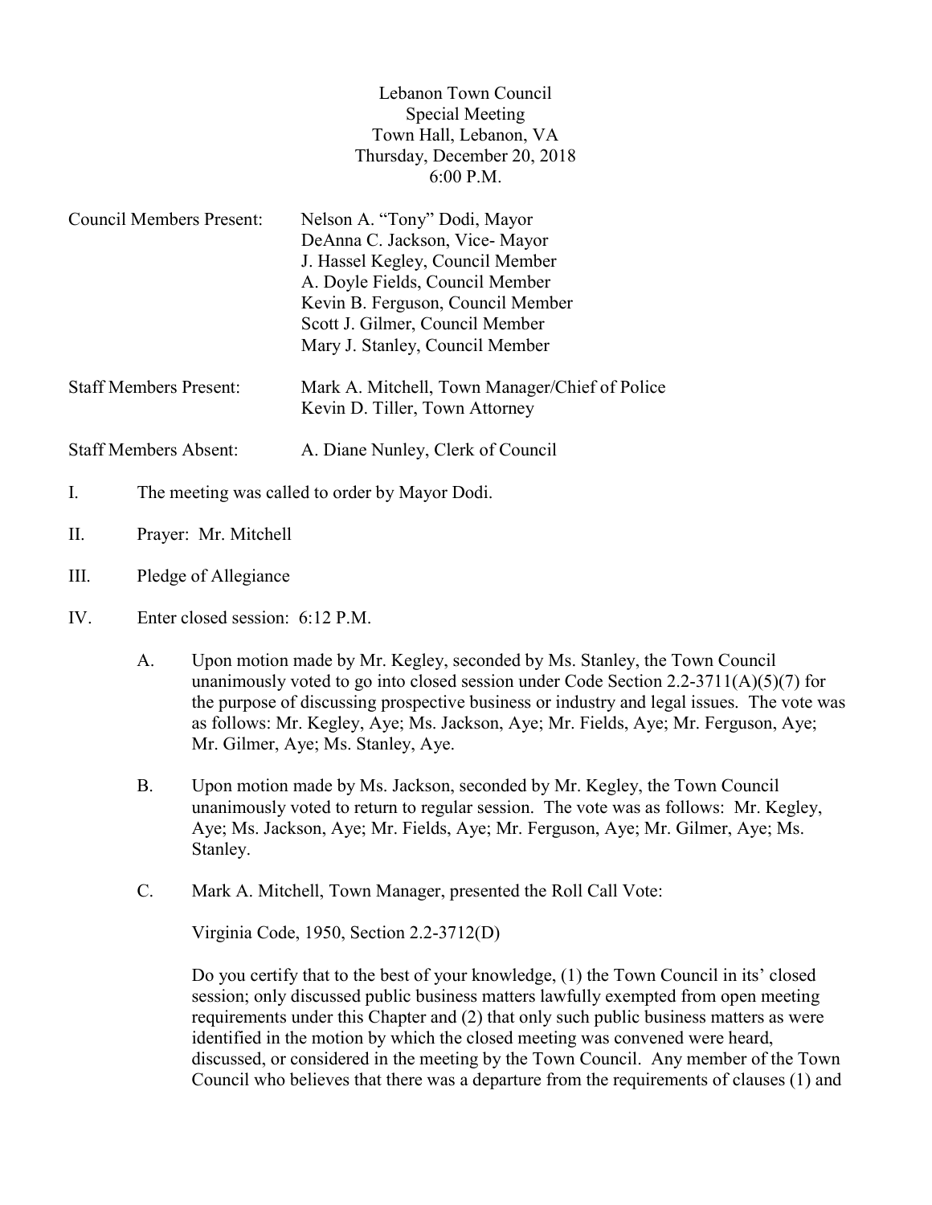Lebanon Town Council
Special Meeting
Town Hall, Lebanon, VA
Thursday, December 20, 2018
6:00 P.M.

Council Members Present: Nelson A. "Tony" Dodi, Mayor
DeAnna C. Jackson, Vice- Mayor
J. Hassel Kegley, Council Member
A. Doyle Fields, Council Member
Kevin B. Ferguson, Council Member
Scott J. Gilmer, Council Member
Mary J. Stanley, Council Member

Staff Members Present: Mark A. Mitchell, Town Manager/Chief of Police
Kevin D. Tiller, Town Attorney

Staff Members Absent: A. Diane Nunley, Clerk of Council

I. The meeting was called to order by Mayor Dodi.

II. Prayer: Mr. Mitchell

III. Pledge of Allegiance

IV. Enter closed session: 6:12 P.M.

A. Upon motion made by Mr. Kegley, seconded by Ms. Stanley, the Town Council unanimously voted to go into closed session under Code Section 2.2-3711(A)(5)(7) for the purpose of discussing prospective business or industry and legal issues. The vote was as follows: Mr. Kegley, Aye; Ms. Jackson, Aye; Mr. Fields, Aye; Mr. Ferguson, Aye; Mr. Gilmer, Aye; Ms. Stanley, Aye.

B. Upon motion made by Ms. Jackson, seconded by Mr. Kegley, the Town Council unanimously voted to return to regular session. The vote was as follows: Mr. Kegley, Aye; Ms. Jackson, Aye; Mr. Fields, Aye; Mr. Ferguson, Aye; Mr. Gilmer, Aye; Ms. Stanley.

C. Mark A. Mitchell, Town Manager, presented the Roll Call Vote:

Virginia Code, 1950, Section 2.2-3712(D)

Do you certify that to the best of your knowledge, (1) the Town Council in its' closed session; only discussed public business matters lawfully exempted from open meeting requirements under this Chapter and (2) that only such public business matters as were identified in the motion by which the closed meeting was convened were heard, discussed, or considered in the meeting by the Town Council. Any member of the Town Council who believes that there was a departure from the requirements of clauses (1) and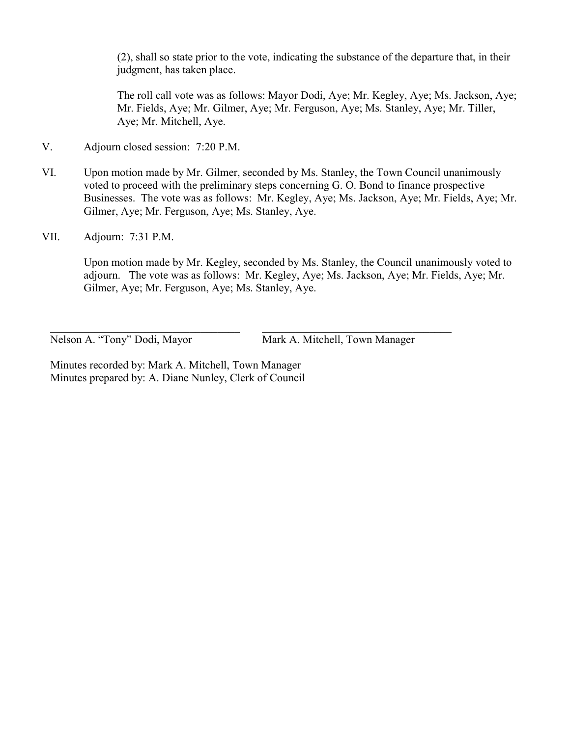(2), shall so state prior to the vote, indicating the substance of the departure that, in their judgment, has taken place.

The roll call vote was as follows: Mayor Dodi, Aye; Mr. Kegley, Aye; Ms. Jackson, Aye; Mr. Fields, Aye; Mr. Gilmer, Aye; Mr. Ferguson, Aye; Ms. Stanley, Aye; Mr. Tiller, Aye; Mr. Mitchell, Aye.

V. Adjourn closed session: 7:20 P.M.

VI. Upon motion made by Mr. Gilmer, seconded by Ms. Stanley, the Town Council unanimously voted to proceed with the preliminary steps concerning G. O. Bond to finance prospective Businesses. The vote was as follows: Mr. Kegley, Aye; Ms. Jackson, Aye; Mr. Fields, Aye; Mr. Gilmer, Aye; Mr. Ferguson, Aye; Ms. Stanley, Aye.

VII. Adjourn: 7:31 P.M.

Upon motion made by Mr. Kegley, seconded by Ms. Stanley, the Council unanimously voted to adjourn. The vote was as follows: Mr. Kegley, Aye; Ms. Jackson, Aye; Mr. Fields, Aye; Mr. Gilmer, Aye; Mr. Ferguson, Aye; Ms. Stanley, Aye.

\_\_\_\_\_\_\_\_\_\_\_\_\_\_\_\_\_\_\_\_\_\_\_\_\_\_\_\_\_\_\_\_\_\_\_\_
Nelson A. "Tony" Dodi, Mayor

\_\_\_\_\_\_\_\_\_\_\_\_\_\_\_\_\_\_\_\_\_\_\_\_\_\_\_\_\_\_\_\_\_\_\_\_
Mark A. Mitchell, Town Manager

Minutes recorded by: Mark A. Mitchell, Town Manager
Minutes prepared by: A. Diane Nunley, Clerk of Council